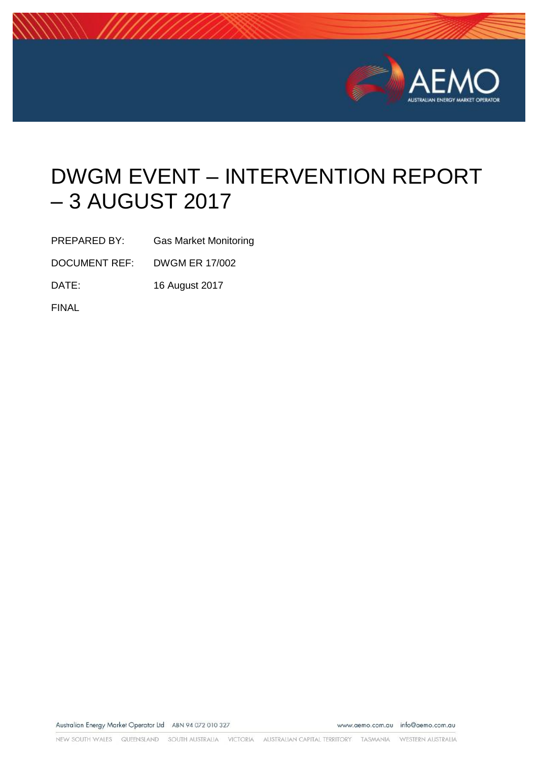# DWGM EVENT – INTERVENTION REPORT – 3 AUGUST 2017

PREPARED BY: Gas Market Monitoring

DOCUMENT REF: DWGM ER 17/002

DATE: 16 August 2017

FINAL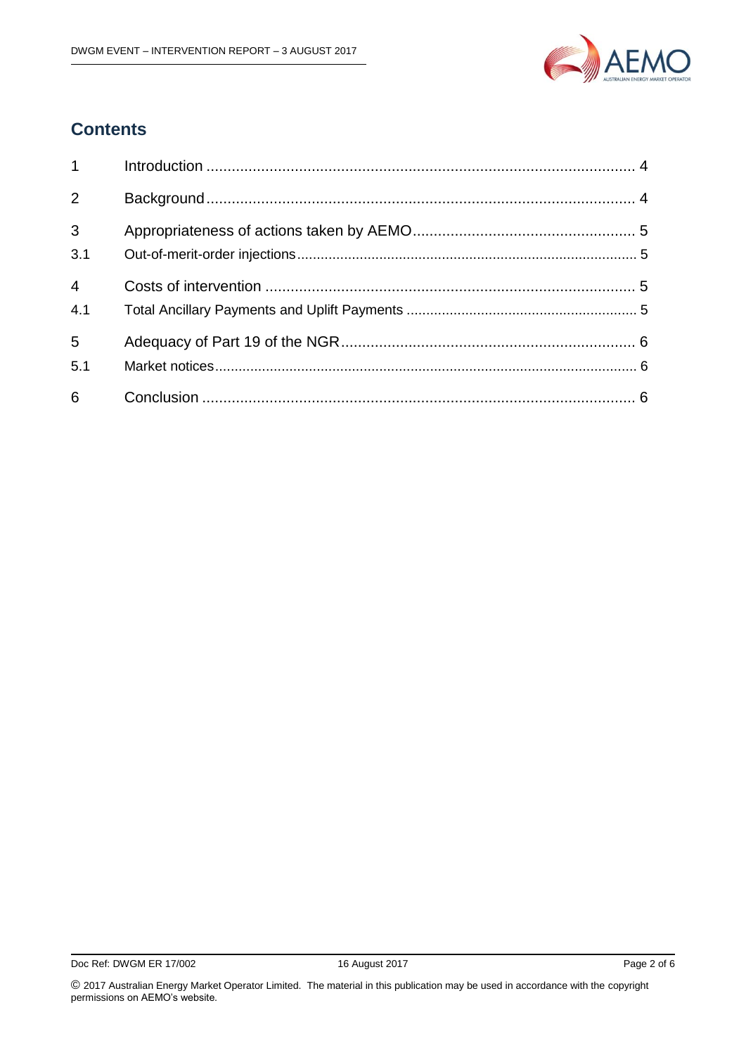## Contents

| | | |
|---|---|---|
| 1 | Introduction | 4 |
| 2 | Background | 4 |
| 3 | Appropriateness of actions taken by AEMO | 5 |
| 3.1 | Out-of-merit-order injections | 5 |
| 4 | Costs of intervention | 5 |
| 4.1 | Total Ancillary Payments and Uplift Payments | 5 |
| 5 | Adequacy of Part 19 of the NGR | 6 |
| 5.1 | Market notices | 6 |
| 6 | Conclusion | 6 |

© 2017 Australian Energy Market Operator Limited. The material in this publication may be used in accordance with the copyright permissions on AEMO's website.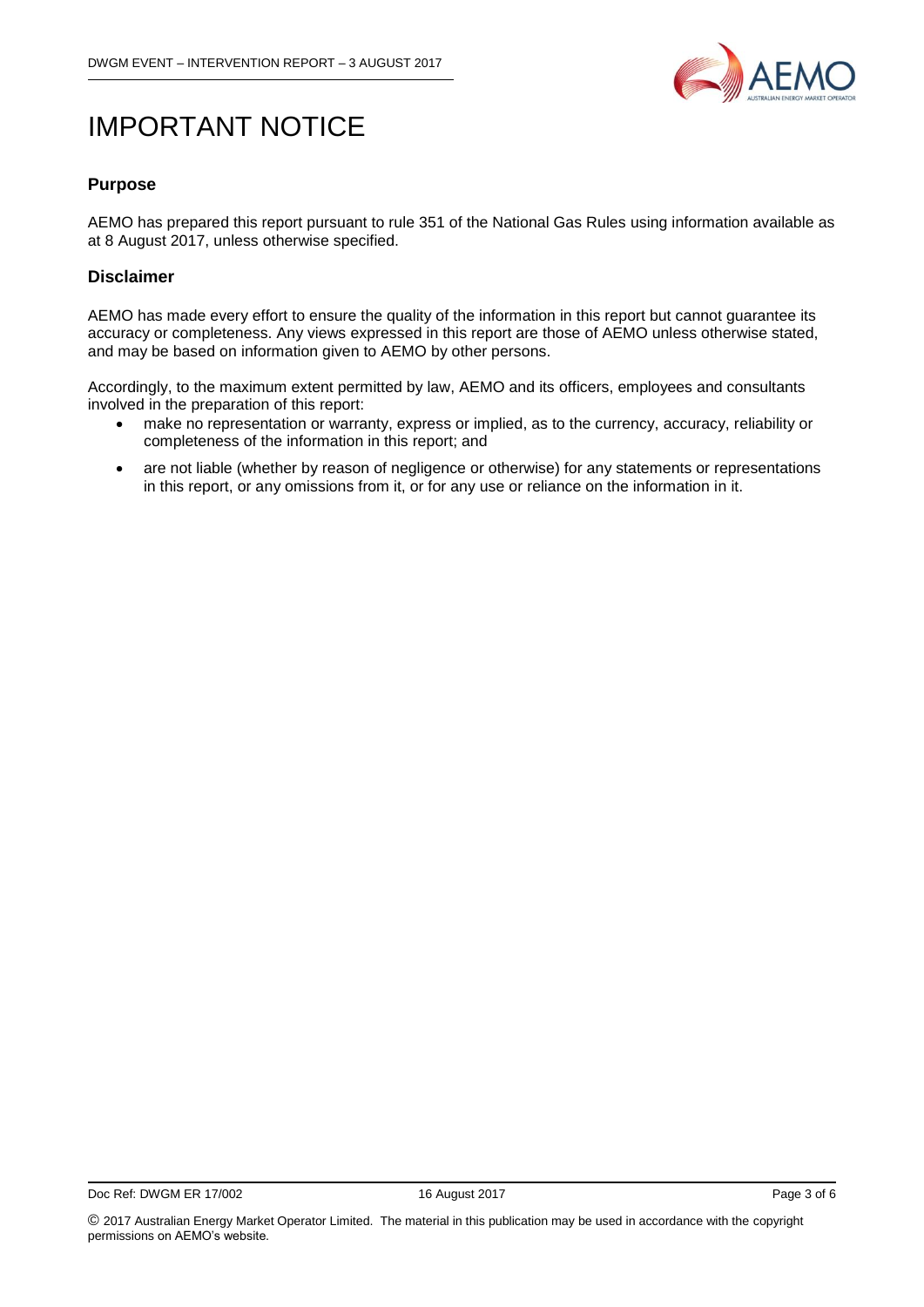# IMPORTANT NOTICE

## Purpose

AEMO has prepared this report pursuant to rule 351 of the National Gas Rules using information available as at 8 August 2017, unless otherwise specified.

## Disclaimer

AEMO has made every effort to ensure the quality of the information in this report but cannot guarantee its accuracy or completeness. Any views expressed in this report are those of AEMO unless otherwise stated, and may be based on information given to AEMO by other persons.

Accordingly, to the maximum extent permitted by law, AEMO and its officers, employees and consultants involved in the preparation of this report:

- make no representation or warranty, express or implied, as to the currency, accuracy, reliability or completeness of the information in this report; and
- are not liable (whether by reason of negligence or otherwise) for any statements or representations in this report, or any omissions from it, or for any use or reliance on the information in it.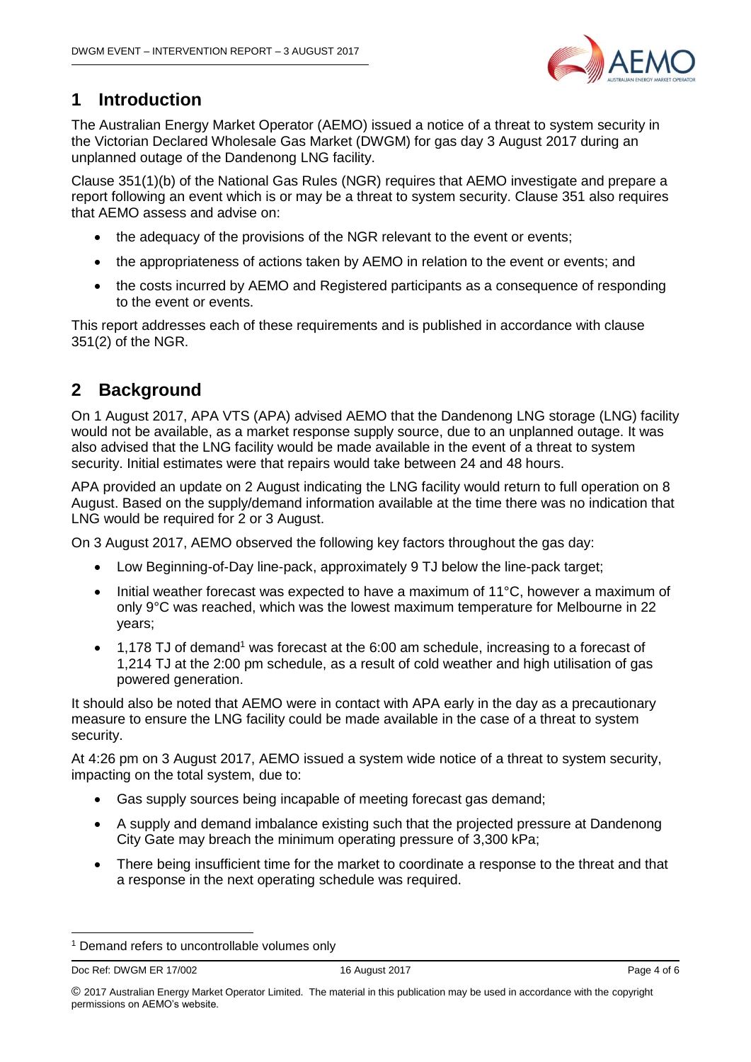# 1 Introduction

The Australian Energy Market Operator (AEMO) issued a notice of a threat to system security in the Victorian Declared Wholesale Gas Market (DWGM) for gas day 3 August 2017 during an unplanned outage of the Dandenong LNG facility.

Clause 351(1)(b) of the National Gas Rules (NGR) requires that AEMO investigate and prepare a report following an event which is or may be a threat to system security. Clause 351 also requires that AEMO assess and advise on:

- the adequacy of the provisions of the NGR relevant to the event or events;
- the appropriateness of actions taken by AEMO in relation to the event or events; and
- the costs incurred by AEMO and Registered participants as a consequence of responding to the event or events.

This report addresses each of these requirements and is published in accordance with clause 351(2) of the NGR.

# 2 Background

On 1 August 2017, APA VTS (APA) advised AEMO that the Dandenong LNG storage (LNG) facility would not be available, as a market response supply source, due to an unplanned outage. It was also advised that the LNG facility would be made available in the event of a threat to system security. Initial estimates were that repairs would take between 24 and 48 hours.

APA provided an update on 2 August indicating the LNG facility would return to full operation on 8 August. Based on the supply/demand information available at the time there was no indication that LNG would be required for 2 or 3 August.

On 3 August 2017, AEMO observed the following key factors throughout the gas day:

- Low Beginning-of-Day line-pack, approximately 9 TJ below the line-pack target;
- Initial weather forecast was expected to have a maximum of 11°C, however a maximum of only 9°C was reached, which was the lowest maximum temperature for Melbourne in 22 years;
- 1,178 TJ of demand[1] was forecast at the 6:00 am schedule, increasing to a forecast of 1,214 TJ at the 2:00 pm schedule, as a result of cold weather and high utilisation of gas powered generation.

It should also be noted that AEMO were in contact with APA early in the day as a precautionary measure to ensure the LNG facility could be made available in the case of a threat to system security.

At 4:26 pm on 3 August 2017, AEMO issued a system wide notice of a threat to system security, impacting on the total system, due to:

- Gas supply sources being incapable of meeting forecast gas demand;
- A supply and demand imbalance existing such that the projected pressure at Dandenong City Gate may breach the minimum operating pressure of 3,300 kPa;
- There being insufficient time for the market to coordinate a response to the threat and that a response in the next operating schedule was required.

[1] Demand refers to uncontrollable volumes only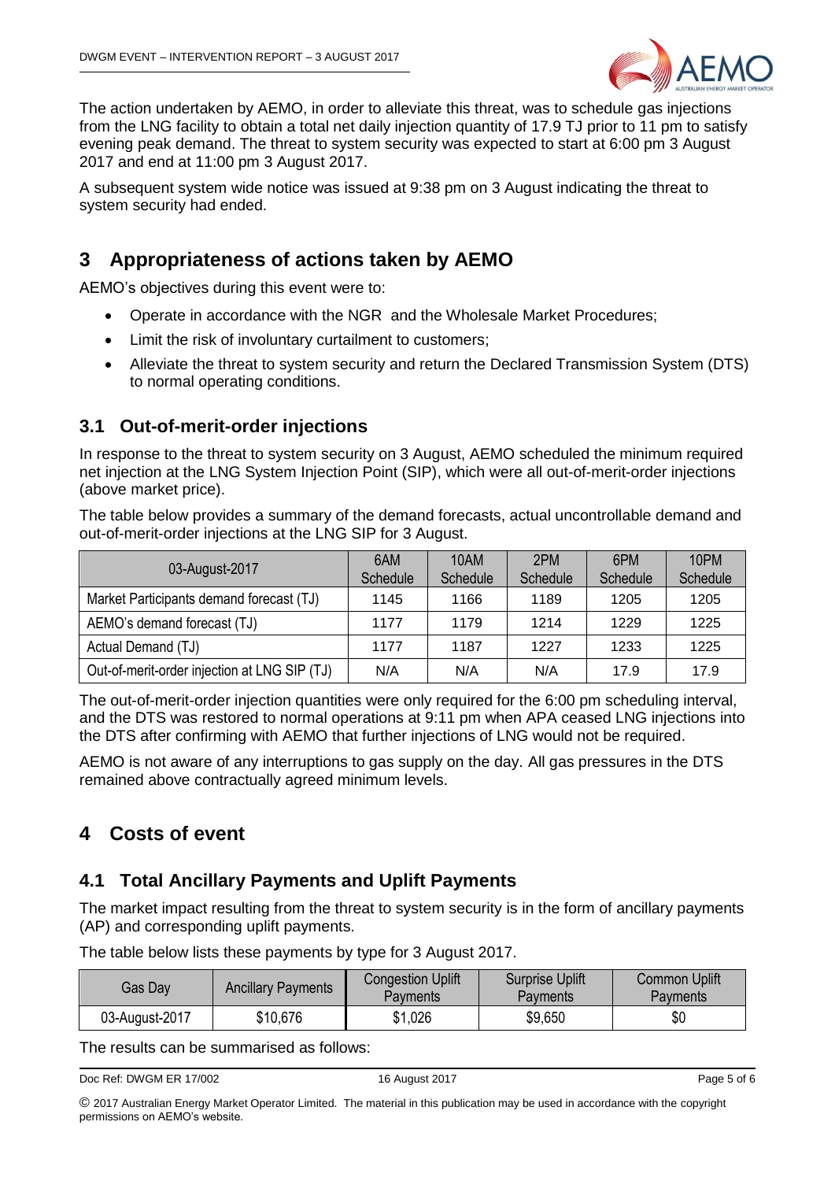The action undertaken by AEMO, in order to alleviate this threat, was to schedule gas injections from the LNG facility to obtain a total net daily injection quantity of 17.9 TJ prior to 11 pm to satisfy evening peak demand. The threat to system security was expected to start at 6:00 pm 3 August 2017 and end at 11:00 pm 3 August 2017.

A subsequent system wide notice was issued at 9:38 pm on 3 August indicating the threat to system security had ended.

# 3 Appropriateness of actions taken by AEMO

AEMO's objectives during this event were to:

- Operate in accordance with the NGR and the Wholesale Market Procedures;
- Limit the risk of involuntary curtailment to customers;
- Alleviate the threat to system security and return the Declared Transmission System (DTS) to normal operating conditions.

## 3.1 Out-of-merit-order injections

In response to the threat to system security on 3 August, AEMO scheduled the minimum required net injection at the LNG System Injection Point (SIP), which were all out-of-merit-order injections (above market price).

The table below provides a summary of the demand forecasts, actual uncontrollable demand and out-of-merit-order injections at the LNG SIP for 3 August.

| 03-August-2017 | 6AM Schedule | 10AM Schedule | 2PM Schedule | 6PM Schedule | 10PM Schedule |
|---|---|---|---|---|---|
| Market Participants demand forecast (TJ) | 1145 | 1166 | 1189 | 1205 | 1205 |
| AEMO's demand forecast (TJ) | 1177 | 1179 | 1214 | 1229 | 1225 |
| Actual Demand (TJ) | 1177 | 1187 | 1227 | 1233 | 1225 |
| Out-of-merit-order injection at LNG SIP (TJ) | N/A | N/A | N/A | 17.9 | 17.9 |

The out-of-merit-order injection quantities were only required for the 6:00 pm scheduling interval, and the DTS was restored to normal operations at 9:11 pm when APA ceased LNG injections into the DTS after confirming with AEMO that further injections of LNG would not be required.

AEMO is not aware of any interruptions to gas supply on the day. All gas pressures in the DTS remained above contractually agreed minimum levels.

# 4 Costs of event

## 4.1 Total Ancillary Payments and Uplift Payments

The market impact resulting from the threat to system security is in the form of ancillary payments (AP) and corresponding uplift payments.

The table below lists these payments by type for 3 August 2017.

| Gas Day | Ancillary Payments | Congestion Uplift Payments | Surprise Uplift Payments | Common Uplift Payments |
|---|---|---|---|---|
| 03-August-2017 | $10,676 | $1,026 | $9,650 | $0 |

The results can be summarised as follows: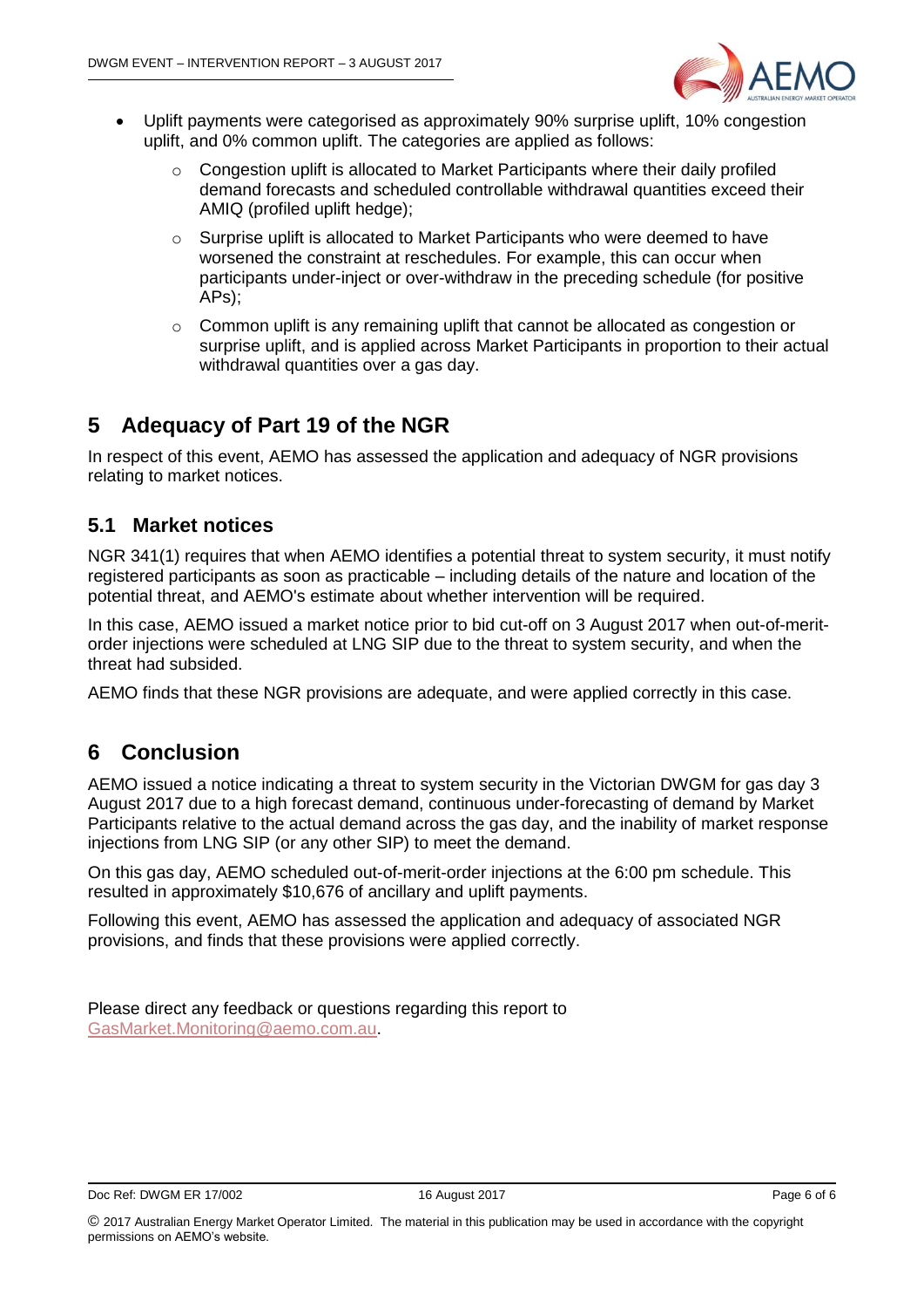- Uplift payments were categorised as approximately 90% surprise uplift, 10% congestion uplift, and 0% common uplift. The categories are applied as follows:
  - Congestion uplift is allocated to Market Participants where their daily profiled demand forecasts and scheduled controllable withdrawal quantities exceed their AMIQ (profiled uplift hedge);
  - Surprise uplift is allocated to Market Participants who were deemed to have worsened the constraint at reschedules. For example, this can occur when participants under-inject or over-withdraw in the preceding schedule (for positive APs);
  - Common uplift is any remaining uplift that cannot be allocated as congestion or surprise uplift, and is applied across Market Participants in proportion to their actual withdrawal quantities over a gas day.

## 5 Adequacy of Part 19 of the NGR

In respect of this event, AEMO has assessed the application and adequacy of NGR provisions relating to market notices.

### 5.1 Market notices

NGR 341(1) requires that when AEMO identifies a potential threat to system security, it must notify registered participants as soon as practicable – including details of the nature and location of the potential threat, and AEMO's estimate about whether intervention will be required.

In this case, AEMO issued a market notice prior to bid cut-off on 3 August 2017 when out-of-merit-order injections were scheduled at LNG SIP due to the threat to system security, and when the threat had subsided.

AEMO finds that these NGR provisions are adequate, and were applied correctly in this case.

## 6 Conclusion

AEMO issued a notice indicating a threat to system security in the Victorian DWGM for gas day 3 August 2017 due to a high forecast demand, continuous under-forecasting of demand by Market Participants relative to the actual demand across the gas day, and the inability of market response injections from LNG SIP (or any other SIP) to meet the demand.

On this gas day, AEMO scheduled out-of-merit-order injections at the 6:00 pm schedule. This resulted in approximately $10,676 of ancillary and uplift payments.

Following this event, AEMO has assessed the application and adequacy of associated NGR provisions, and finds that these provisions were applied correctly.

Please direct any feedback or questions regarding this report to GasMarket.Monitoring@aemo.com.au.